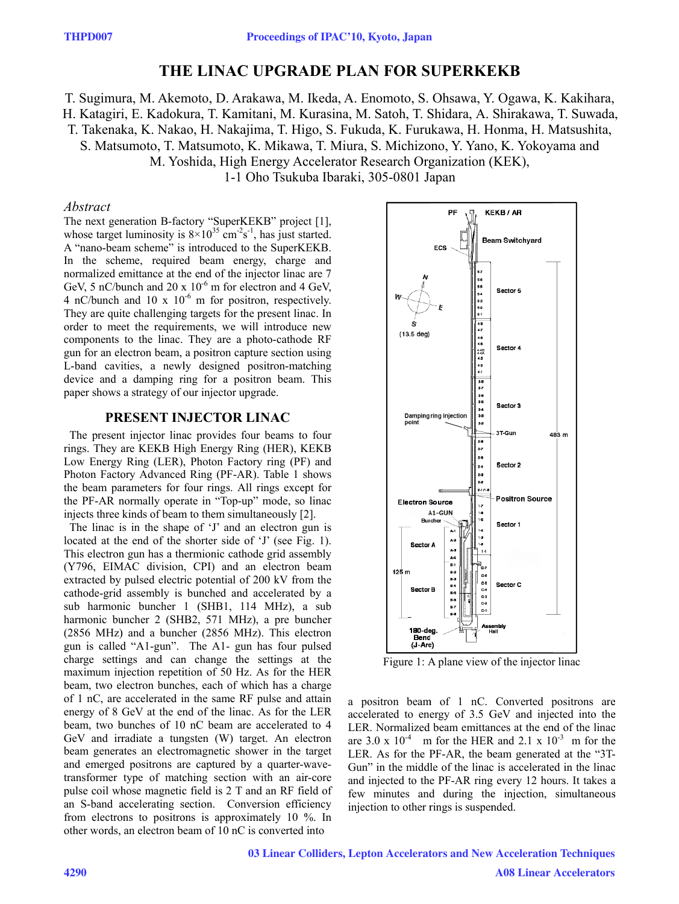# THE LINAC UPGRADE PLAN FOR SUPERKEKB

T. Sugimura, M. Akemoto, D. Arakawa, M. Ikeda, A. Enomoto, S. Ohsawa, Y. Ogawa, K. Kakihara, H. Katagiri, E. Kadokura, T. Kamitani, M. Kurasina, M. Satoh, T. Shidara, A. Shirakawa, T. Suwada, T. Takenaka, K. Nakao, H. Nakajima, T. Higo, S. Fukuda, K. Furukawa, H. Honma, H. Matsushita, S. Matsumoto, T. Matsumoto, K. Mikawa, T. Miura, S. Michizono, Y. Yano, K. Yokoyama and M. Yoshida, High Energy Accelerator Research Organization (KEK), 1-1 Oho Tsukuba Ibaraki, 305-0801 Japan

## *Abstract*

The next generation B-factory "SuperKEKB" project [1], whose target luminosity is $8\times10^{35}$ $cm^{-2}s^{-1}$, has just started. A "nano-beam scheme" is introduced to the SuperKEKB. In the scheme, required beam energy, charge and normalized emittance at the end of the injector linac are 7 GeV, 5 nC/bunch and $20 \times 10^{-6}$ m for electron and 4 GeV, 4 nC/bunch and $10 \times 10^{-6}$ m for positron, respectively. They are quite challenging targets for the present linac. In order to meet the requirements, we will introduce new components to the linac. They are a photo-cathode RF gun for an electron beam, a positron capture section using L-band cavities, a newly designed positron-matching device and a damping ring for a positron beam. This paper shows a strategy of our injector upgrade.

## PRESENT INJECTOR LINAC

The present injector linac provides four beams to four rings. They are KEKB High Energy Ring (HER), KEKB Low Energy Ring (LER), Photon Factory ring (PF) and Photon Factory Advanced Ring (PF-AR). Table 1 shows the beam parameters for four rings. All rings except for the PF-AR normally operate in "Top-up" mode, so linac injects three kinds of beam to them simultaneously [2].

The linac is in the shape of 'J' and an electron gun is located at the end of the shorter side of 'J' (see Fig. 1). This electron gun has a thermionic cathode grid assembly (Y796, EIMAC division, CPI) and an electron beam extracted by pulsed electric potential of 200 kV from the cathode-grid assembly is bunched and accelerated by a sub harmonic buncher 1 (SHB1, 114 MHz), a sub harmonic buncher 2 (SHB2, 571 MHz), a pre buncher (2856 MHz) and a buncher (2856 MHz). This electron gun is called "A1-gun". The A1- gun has four pulsed charge settings and can change the settings at the maximum injection repetition of 50 Hz. As for the HER beam, two electron bunches, each of which has a charge of 1 nC, are accelerated in the same RF pulse and attain energy of 8 GeV at the end of the linac. As for the LER beam, two bunches of 10 nC beam are accelerated to 4 GeV and irradiate a tungsten (W) target. An electron beam generates an electromagnetic shower in the target and emerged positrons are captured by a quarter-wave-transformer type of matching section with an air-core pulse coil whose magnetic field is 2 T and an RF field of an S-band accelerating section. Conversion efficiency from electrons to positrons is approximately 10 %. In other words, an electron beam of 10 nC is converted into a positron beam of 1 nC. Converted positrons are accelerated to energy of 3.5 GeV and injected into the LER. Normalized beam emittances at the end of the linac are $3.0 \times 10^{-4}$ m for the HER and $2.1 \times 10^{-3}$ m for the LER. As for the PF-AR, the beam generated at the "3T-Gun" in the middle of the linac is accelerated in the linac and injected to the PF-AR ring every 12 hours. It takes a few minutes and during the injection, simultaneous injection to other rings is suspended.

Figure 1: A plane view of the injector linac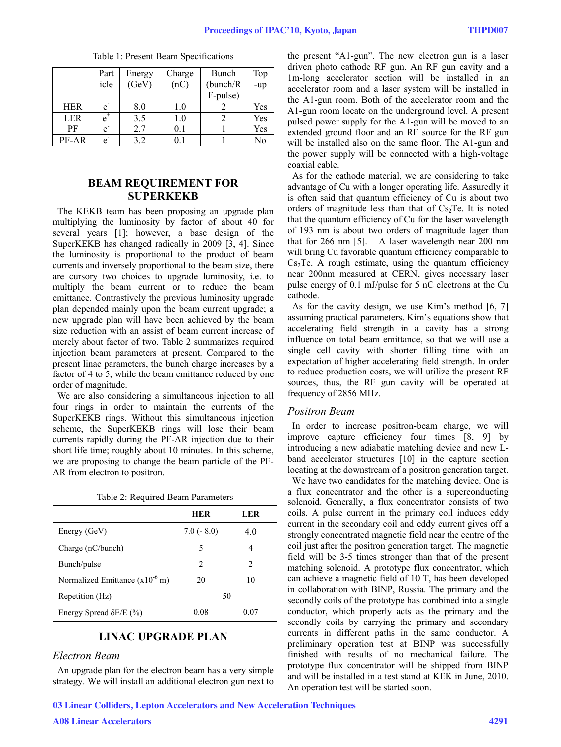Table 1: Present Beam Specifications

| | Particle | Energy (GeV) | Charge (nC) | Bunch (bunch/RF-pulse) | Top-up |
|---|---|---|---|---|---|
| HER | $e^-$ | 8.0 | 1.0 | 2 | Yes |
| LER | $e^+$ | 3.5 | 1.0 | 2 | Yes |
| PF | $e^-$ | 2.7 | 0.1 | 1 | Yes |
| PF-AR | $e^-$ | 3.2 | 0.1 | 1 | No |

## BEAM REQUIREMENT FOR SUPERKEKB

The KEKB team has been proposing an upgrade plan multiplying the luminosity by factor of about 40 for several years [1]; however, a base design of the SuperKEKB has changed radically in 2009 [3, 4]. Since the luminosity is proportional to the product of beam currents and inversely proportional to the beam size, there are cursory two choices to upgrade luminosity, i.e. to multiply the beam current or to reduce the beam emittance. Contrastively the previous luminosity upgrade plan depended mainly upon the beam current upgrade; a new upgrade plan will have been achieved by the beam size reduction with an assist of beam current increase of merely about factor of two. Table 2 summarizes required injection beam parameters at present. Compared to the present linac parameters, the bunch charge increases by a factor of 4 to 5, while the beam emittance reduced by one order of magnitude.

We are also considering a simultaneous injection to all four rings in order to maintain the currents of the SuperKEKB rings. Without this simultaneous injection scheme, the SuperKEKB rings will lose their beam currents rapidly during the PF-AR injection due to their short life time; roughly about 10 minutes. In this scheme, we are proposing to change the beam particle of the PF-AR from electron to positron.

Table 2: Required Beam Parameters

| | HER | LER |
|---|---|---|
| Energy (GeV) | 7.0 (- 8.0) | 4.0 |
| Charge (nC/bunch) | 5 | 4 |
| Bunch/pulse | 2 | 2 |
| Normalized Emittance ($\times 10^{-6}$ m) | 20 | 10 |
| Repetition (Hz) | 50 | |
| Energy Spread $\delta E/E$ (%) | 0.08 | 0.07 |

## LINAC UPGRADE PLAN

### *Electron Beam*

An upgrade plan for the electron beam has a very simple strategy. We will install an additional electron gun next to the present "A1-gun". The new electron gun is a laser driven photo cathode RF gun. An RF gun cavity and a 1m-long accelerator section will be installed in an accelerator room and a laser system will be installed in the A1-gun room. Both of the accelerator room and the A1-gun room locate on the underground level. A present pulsed power supply for the A1-gun will be moved to an extended ground floor and an RF source for the RF gun will be installed also on the same floor. The A1-gun and the power supply will be connected with a high-voltage coaxial cable.

As for the cathode material, we are considering to take advantage of Cu with a longer operating life. Assuredly it is often said that quantum efficiency of Cu is about two orders of magnitude less than that of $Cs_2Te$. It is noted that the quantum efficiency of Cu for the laser wavelength of 193 nm is about two orders of magnitude lager than that for 266 nm [5]. A laser wavelength near 200 nm will bring Cu favorable quantum efficiency comparable to $Cs_2Te$. A rough estimate, using the quantum efficiency near 200nm measured at CERN, gives necessary laser pulse energy of 0.1 mJ/pulse for 5 nC electrons at the Cu cathode.

As for the cavity design, we use Kim's method [6, 7] assuming practical parameters. Kim's equations show that accelerating field strength in a cavity has a strong influence on total beam emittance, so that we will use a single cell cavity with shorter filling time with an expectation of higher accelerating field strength. In order to reduce production costs, we will utilize the present RF sources, thus, the RF gun cavity will be operated at frequency of 2856 MHz.

### *Positron Beam*

In order to increase positron-beam charge, we will improve capture efficiency four times [8, 9] by introducing a new adiabatic matching device and new L-band accelerator structures [10] in the capture section locating at the downstream of a positron generation target.

We have two candidates for the matching device. One is a flux concentrator and the other is a superconducting solenoid. Generally, a flux concentrator consists of two coils. A pulse current in the primary coil induces eddy current in the secondary coil and eddy current gives off a strongly concentrated magnetic field near the centre of the coil just after the positron generation target. The magnetic field will be 3-5 times stronger than that of the present matching solenoid. A prototype flux concentrator, which can achieve a magnetic field of 10 T, has been developed in collaboration with BINP, Russia. The primary and the secondly coils of the prototype has combined into a single conductor, which properly acts as the primary and the secondly coils by carrying the primary and secondary currents in different paths in the same conductor. A preliminary operation test at BINP was successfully finished with results of no mechanical failure. The prototype flux concentrator will be shipped from BINP and will be installed in a test stand at KEK in June, 2010. An operation test will be started soon.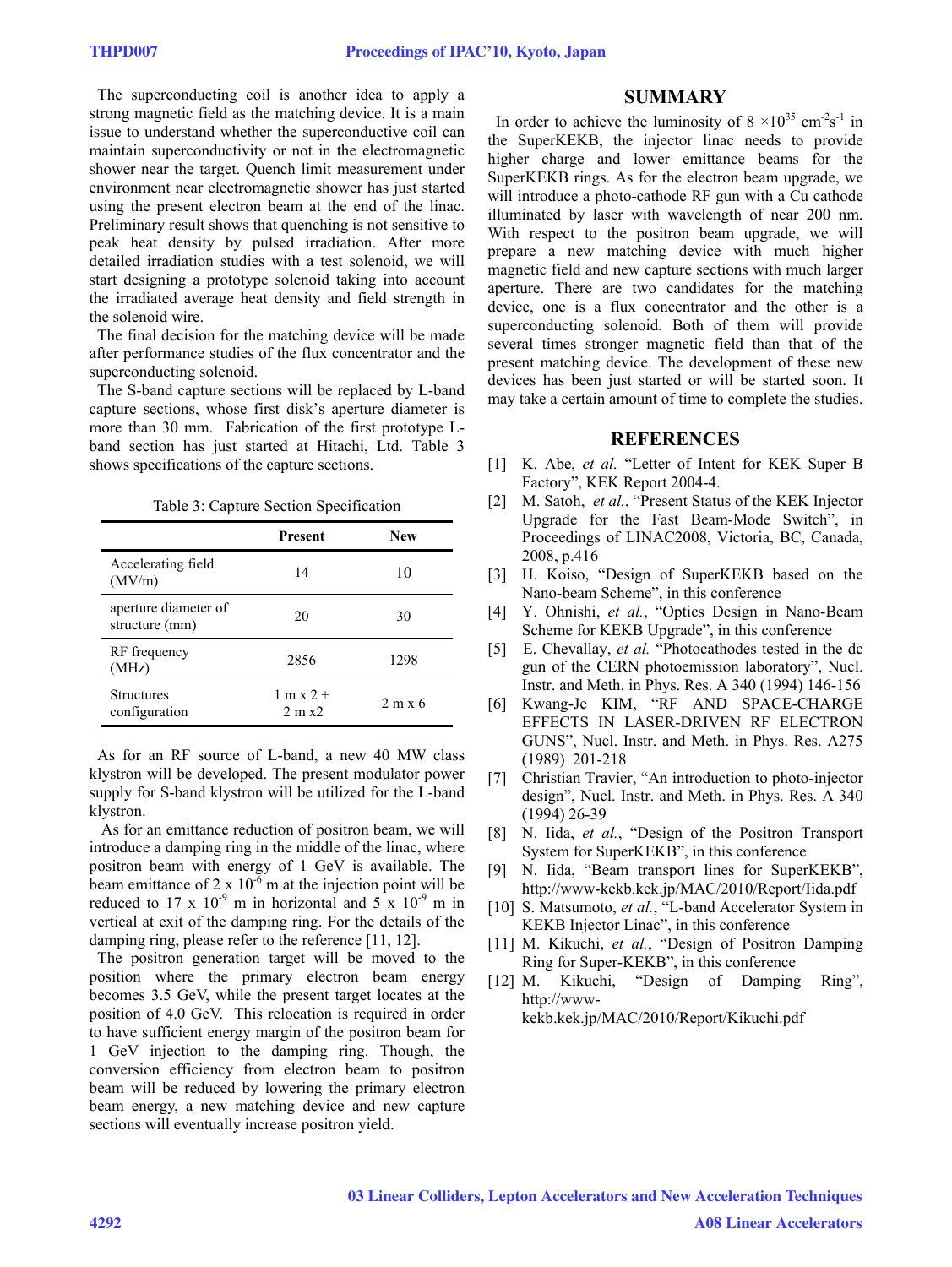The superconducting coil is another idea to apply a strong magnetic field as the matching device. It is a main issue to understand whether the superconductive coil can maintain superconductivity or not in the electromagnetic shower near the target. Quench limit measurement under environment near electromagnetic shower has just started using the present electron beam at the end of the linac. Preliminary result shows that quenching is not sensitive to peak heat density by pulsed irradiation. After more detailed irradiation studies with a test solenoid, we will start designing a prototype solenoid taking into account the irradiated average heat density and field strength in the solenoid wire.

The final decision for the matching device will be made after performance studies of the flux concentrator and the superconducting solenoid.

The S-band capture sections will be replaced by L-band capture sections, whose first disk's aperture diameter is more than 30 mm. Fabrication of the first prototype L-band section has just started at Hitachi, Ltd. Table 3 shows specifications of the capture sections.

Table 3: Capture Section Specification

| | Present | New |
|---|---|---|
| Accelerating field (MV/m) | 14 | 10 |
| aperture diameter of structure (mm) | 20 | 30 |
| RF frequency (MHz) | 2856 | 1298 |
| Structures configuration | 1 m x 2 + 2 m x2 | 2 m x 6 |

As for an RF source of L-band, a new 40 MW class klystron will be developed. The present modulator power supply for S-band klystron will be utilized for the L-band klystron.

As for an emittance reduction of positron beam, we will introduce a damping ring in the middle of the linac, where positron beam with energy of 1 GeV is available. The beam emittance of $2 \times 10^{-6}$ m at the injection point will be reduced to $17 \times 10^{-9}$ m in horizontal and $5 \times 10^{-9}$ m in vertical at exit of the damping ring. For the details of the damping ring, please refer to the reference [11, 12].

The positron generation target will be moved to the position where the primary electron beam energy becomes 3.5 GeV, while the present target locates at the position of 4.0 GeV. This relocation is required in order to have sufficient energy margin of the positron beam for 1 GeV injection to the damping ring. Though, the conversion efficiency from electron beam to positron beam will be reduced by lowering the primary electron beam energy, a new matching device and new capture sections will eventually increase positron yield.

## SUMMARY

In order to achieve the luminosity of $8 \times 10^{35}$ cm$^{-2}$s$^{-1}$ in the SuperKEKB, the injector linac needs to provide higher charge and lower emittance beams for the SuperKEKB rings. As for the electron beam upgrade, we will introduce a photo-cathode RF gun with a Cu cathode illuminated by laser with wavelength of near 200 nm. With respect to the positron beam upgrade, we will prepare a new matching device with much higher magnetic field and new capture sections with much larger aperture. There are two candidates for the matching device, one is a flux concentrator and the other is a superconducting solenoid. Both of them will provide several times stronger magnetic field than that of the present matching device. The development of these new devices has been just started or will be started soon. It may take a certain amount of time to complete the studies.

## REFERENCES

[1] K. Abe, *et al*. "Letter of Intent for KEK Super B Factory", KEK Report 2004-4.

[2] M. Satoh, *et al.*, "Present Status of the KEK Injector Upgrade for the Fast Beam-Mode Switch", in Proceedings of LINAC2008, Victoria, BC, Canada, 2008, p.416

[3] H. Koiso, "Design of SuperKEKB based on the Nano-beam Scheme", in this conference

[4] Y. Ohnishi, *et al.*, "Optics Design in Nano-Beam Scheme for KEKB Upgrade", in this conference

[5] E. Chevallay, *et al.* "Photocathodes tested in the dc gun of the CERN photoemission laboratory", Nucl. Instr. and Meth. in Phys. Res. A 340 (1994) 146-156

[6] Kwang-Je KIM, "RF AND SPACE-CHARGE EFFECTS IN LASER-DRIVEN RF ELECTRON GUNS", Nucl. Instr. and Meth. in Phys. Res. A275 (1989) 201-218

[7] Christian Travier, "An introduction to photo-injector design", Nucl. Instr. and Meth. in Phys. Res. A 340 (1994) 26-39

[8] N. Iida, *et al.*, "Design of the Positron Transport System for SuperKEKB", in this conference

[9] N. Iida, "Beam transport lines for SuperKEKB", http://www-kekb.kek.jp/MAC/2010/Report/Iida.pdf

[10] S. Matsumoto, *et al.*, "L-band Accelerator System in KEKB Injector Linac", in this conference

[11] M. Kikuchi, *et al.*, "Design of Positron Damping Ring for Super-KEKB", in this conference

[12] M. Kikuchi, "Design of Damping Ring", http://www-kekb.kek.jp/MAC/2010/Report/Kikuchi.pdf